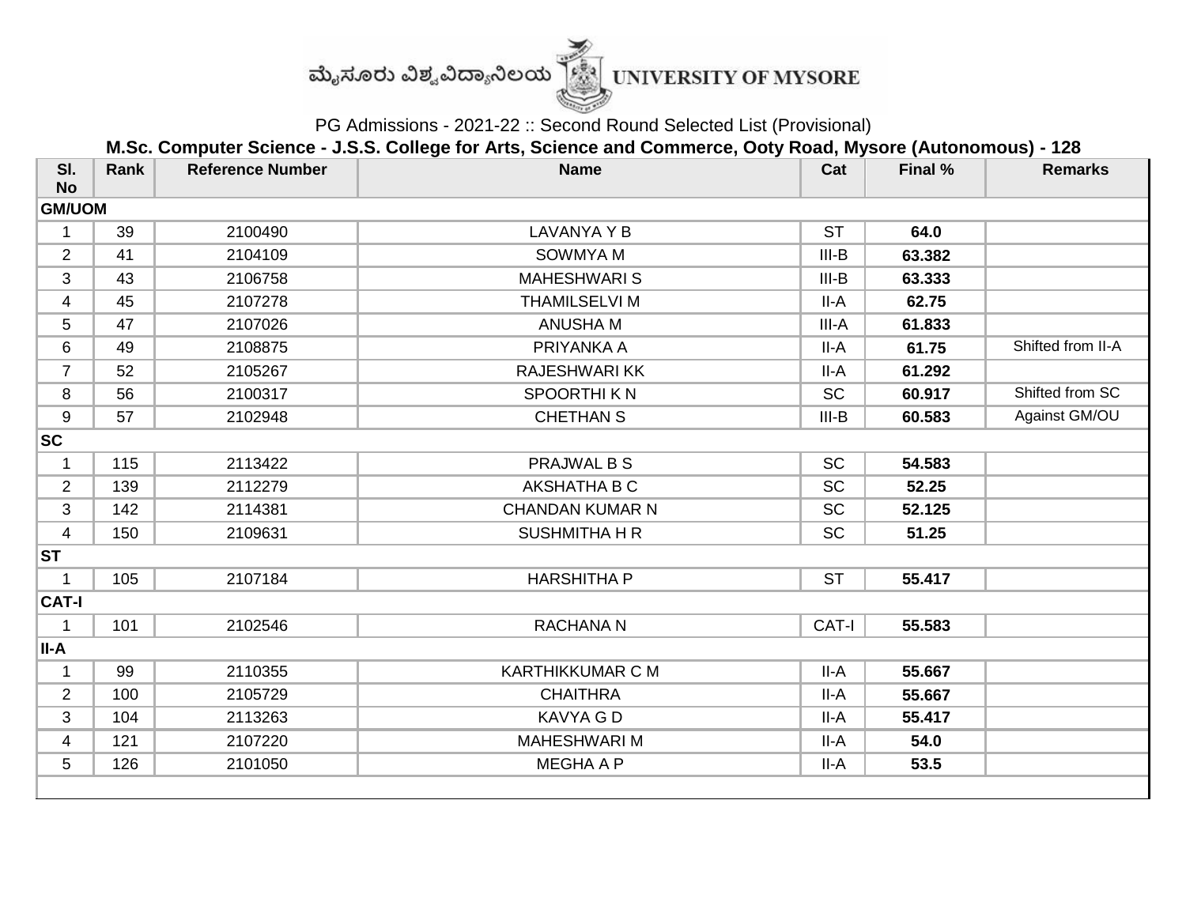ಮೈಸೂರು ವಿಶ್ವವಿದ್ಯಾನಿಲಯ UNIVERSITY OF MYSORE

PG Admissions - 2021-22 :: Second Round Selected List (Provisional)

**M.Sc. Computer Science - J.S.S. College for Arts, Science and Commerce, Ooty Road, Mysore (Autonomous) - 128**

| Sl. No | Rank | Reference Number | Name | Cat | Final % | Remarks |
|---|---|---|---|---|---|---|
| **GM/UOM** | | | | | | |
| 1 | 39 | 2100490 | LAVANYA Y B | ST | **64.0** | |
| 2 | 41 | 2104109 | SOWMYA M | III-B | **63.382** | |
| 3 | 43 | 2106758 | MAHESHWARI S | III-B | **63.333** | |
| 4 | 45 | 2107278 | THAMILSELVI M | II-A | **62.75** | |
| 5 | 47 | 2107026 | ANUSHA M | III-A | **61.833** | |
| 6 | 49 | 2108875 | PRIYANKA A | II-A | **61.75** | Shifted from II-A |
| 7 | 52 | 2105267 | RAJESHWARI KK | II-A | **61.292** | |
| 8 | 56 | 2100317 | SPOORTHI K N | SC | **60.917** | Shifted from SC |
| 9 | 57 | 2102948 | CHETHAN S | III-B | **60.583** | Against GM/OU |
| **SC** | | | | | | |
| 1 | 115 | 2113422 | PRAJWAL B S | SC | **54.583** | |
| 2 | 139 | 2112279 | AKSHATHA B C | SC | **52.25** | |
| 3 | 142 | 2114381 | CHANDAN KUMAR N | SC | **52.125** | |
| 4 | 150 | 2109631 | SUSHMITHA H R | SC | **51.25** | |
| **ST** | | | | | | |
| 1 | 105 | 2107184 | HARSHITHA P | ST | **55.417** | |
| **CAT-I** | | | | | | |
| 1 | 101 | 2102546 | RACHANA N | CAT-I | **55.583** | |
| **II-A** | | | | | | |
| 1 | 99 | 2110355 | KARTHIKKUMAR C M | II-A | **55.667** | |
| 2 | 100 | 2105729 | CHAITHRA | II-A | **55.667** | |
| 3 | 104 | 2113263 | KAVYA G D | II-A | **55.417** | |
| 4 | 121 | 2107220 | MAHESHWARI M | II-A | **54.0** | |
| 5 | 126 | 2101050 | MEGHA A P | II-A | **53.5** | |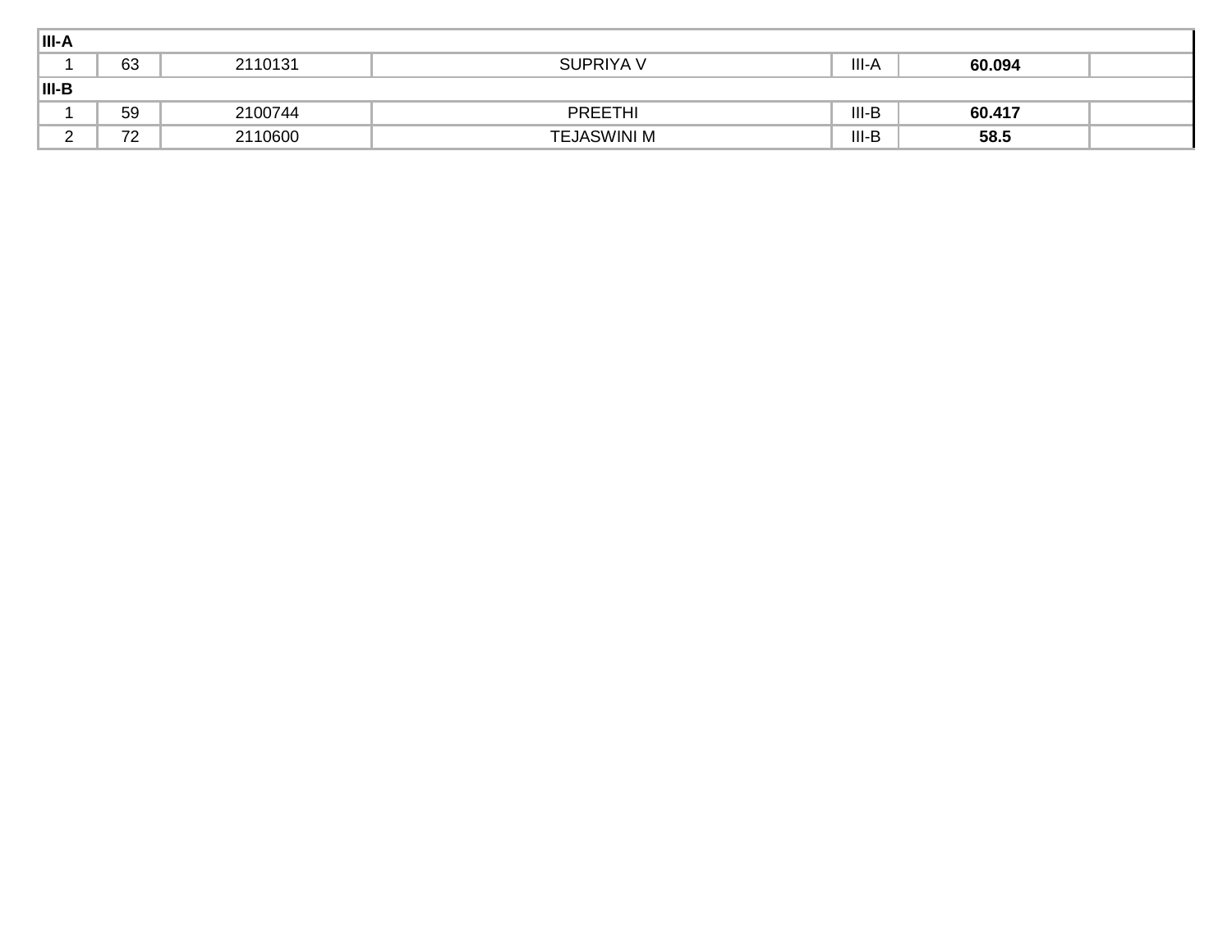| | | | | | | |
|---|---|---|---|---|---|---|
| **III-A** | | | | | | |
| 1 | 63 | 2110131 | SUPRIYA V | III-A | **60.094** | |
| **III-B** | | | | | | |
| 1 | 59 | 2100744 | PREETHI | III-B | **60.417** | |
| 2 | 72 | 2110600 | TEJASWINI M | III-B | **58.5** | |